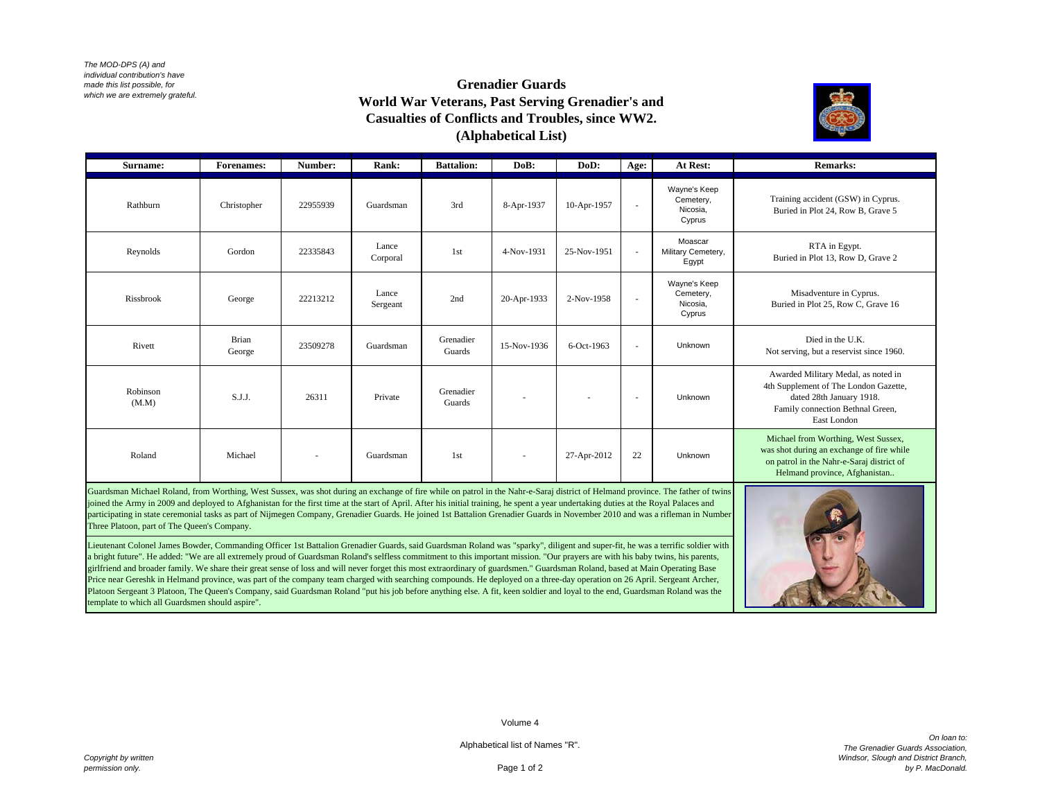*The MOD-DPS (A) and individual contribution's have made this list possible, for which we are extremely grateful.*

# Grenadier Guards
## World War Veterans, Past Serving Grenadier's and Casualties of Conflicts and Troubles, since WW2.
## (Alphabetical List)

| Surname: | Forenames: | Number: | Rank: | Battalion: | DoB: | DoD: | Age: | At Rest: | Remarks: |
|---|---|---|---|---|---|---|---|---|---|
| Rathburn | Christopher | 22955939 | Guardsman | 3rd | 8-Apr-1937 | 10-Apr-1957 | - | Wayne's Keep Cemetery, Nicosia, Cyprus | Training accident (GSW) in Cyprus. Buried in Plot 24, Row B, Grave 5 |
| Reynolds | Gordon | 22335843 | Lance Corporal | 1st | 4-Nov-1931 | 25-Nov-1951 | - | Moascar Military Cemetery, Egypt | RTA in Egypt. Buried in Plot 13, Row D, Grave 2 |
| Rissbrook | George | 22213212 | Lance Sergeant | 2nd | 20-Apr-1933 | 2-Nov-1958 | - | Wayne's Keep Cemetery, Nicosia, Cyprus | Misadventure in Cyprus. Buried in Plot 25, Row C, Grave 16 |
| Rivett | Brian George | 23509278 | Guardsman | Grenadier Guards | 15-Nov-1936 | 6-Oct-1963 | - | Unknown | Died in the U.K. Not serving, but a reservist since 1960. |
| Robinson (M.M) | S.J.J. | 26311 | Private | Grenadier Guards | - | - | - | Unknown | Awarded Military Medal, as noted in 4th Supplement of The London Gazette, dated 28th January 1918. Family connection Bethnal Green, East London |
| Roland | Michael | - | Guardsman | 1st | - | 27-Apr-2012 | 22 | Unknown | Michael from Worthing, West Sussex, was shot during an exchange of fire while on patrol in the Nahr-e-Saraj district of Helmand province, Afghanistan.. |

Guardsman Michael Roland, from Worthing, West Sussex, was shot during an exchange of fire while on patrol in the Nahr-e-Saraj district of Helmand province. The father of twins joined the Army in 2009 and deployed to Afghanistan for the first time at the start of April. After his initial training, he spent a year undertaking duties at the Royal Palaces and participating in state ceremonial tasks as part of Nijmegen Company, Grenadier Guards. He joined 1st Battalion Grenadier Guards in November 2010 and was a rifleman in Number Three Platoon, part of The Queen's Company.

Lieutenant Colonel James Bowder, Commanding Officer 1st Battalion Grenadier Guards, said Guardsman Roland was "sparky", diligent and super-fit, he was a terrific soldier with a bright future". He added: "We are all extremely proud of Guardsman Roland's selfless commitment to this important mission. "Our prayers are with his baby twins, his parents, girlfriend and broader family. We share their great sense of loss and will never forget this most extraordinary of guardsmen." Guardsman Roland, based at Main Operating Base Price near Gereshk in Helmand province, was part of the company team charged with searching compounds. He deployed on a three-day operation on 26 April. Sergeant Archer, Platoon Sergeant 3 Platoon, The Queen's Company, said Guardsman Roland "put his job before anything else. A fit, keen soldier and loyal to the end, Guardsman Roland was the template to which all Guardsmen should aspire".

Volume 4

Alphabetical list of Names "R".

*Copyright by written permission only.*

*On loan to: The Grenadier Guards Association, Windsor, Slough and District Branch, by P. MacDonald.*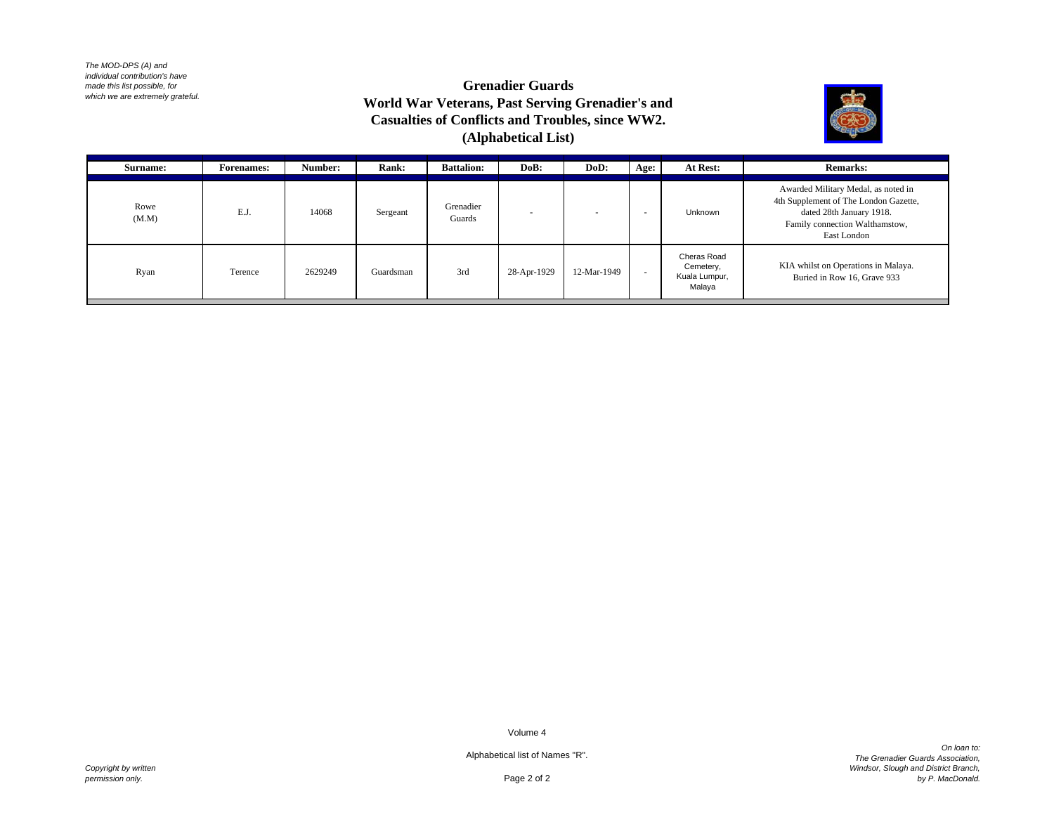*The MOD-DPS (A) and individual contribution's have made this list possible, for which we are extremely grateful.*

# Grenadier Guards
## World War Veterans, Past Serving Grenadier's and Casualties of Conflicts and Troubles, since WW2.
## (Alphabetical List)

| Surname: | Forenames: | Number: | Rank: | Battalion: | DoB: | DoD: | Age: | At Rest: | Remarks: |
|---|---|---|---|---|---|---|---|---|---|
| Rowe (M.M) | E.J. | 14068 | Sergeant | Grenadier Guards | - | - | - | Unknown | Awarded Military Medal, as noted in 4th Supplement of The London Gazette, dated 28th January 1918. Family connection Walthamstow, East London |
| Ryan | Terence | 2629249 | Guardsman | 3rd | 28-Apr-1929 | 12-Mar-1949 | - | Cheras Road Cemetery, Kuala Lumpur, Malaya | KIA whilst on Operations in Malaya. Buried in Row 16, Grave 933 |

Volume 4

Alphabetical list of Names "R".

*Copyright by written permission only.*

*On loan to: The Grenadier Guards Association, Windsor, Slough and District Branch, by P. MacDonald.*